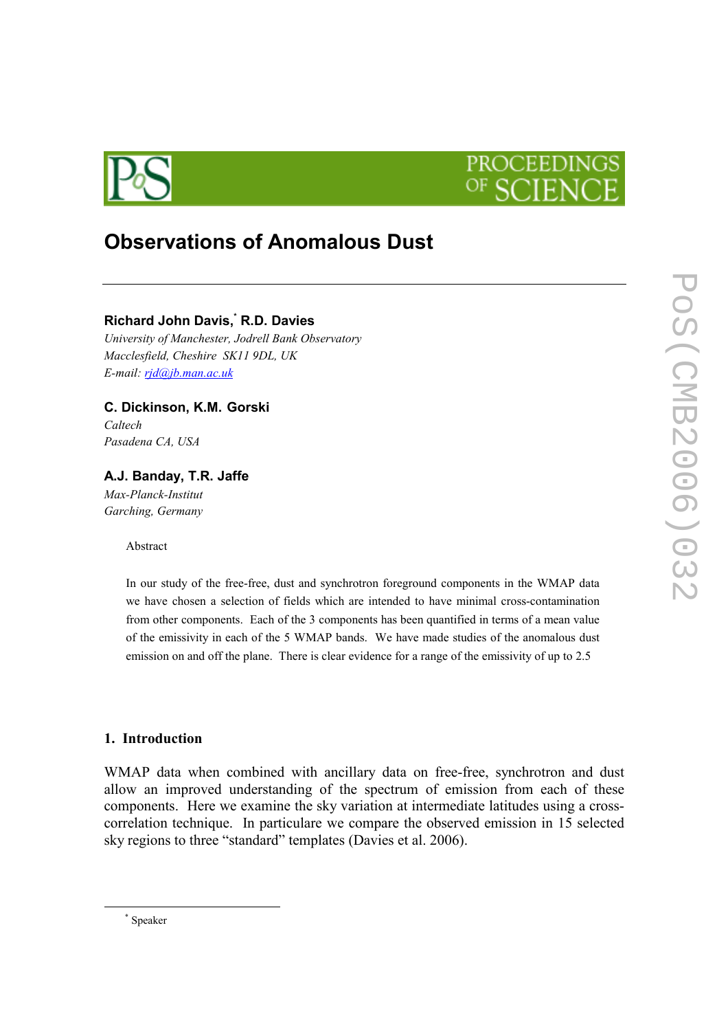# Observations of Anomalous Dust

**Richard John Davis,[*] R.D. Davies**

*University of Manchester, Jodrell Bank Observatory*
*Macclesfield, Cheshire SK11 9DL, UK*
*E-mail: rjd@jb.man.ac.uk*

**C. Dickinson, K.M. Gorski**

*Caltech*
*Pasadena CA, USA*

**A.J. Banday, T.R. Jaffe**

*Max-Planck-Institut*
*Garching, Germany*

Abstract

In our study of the free-free, dust and synchrotron foreground components in the WMAP data we have chosen a selection of fields which are intended to have minimal cross-contamination from other components. Each of the 3 components has been quantified in terms of a mean value of the emissivity in each of the 5 WMAP bands. We have made studies of the anomalous dust emission on and off the plane. There is clear evidence for a range of the emissivity of up to 2.5

## 1. Introduction

WMAP data when combined with ancillary data on free-free, synchrotron and dust allow an improved understanding of the spectrum of emission from each of these components. Here we examine the sky variation at intermediate latitudes using a cross-correlation technique. In particulare we compare the observed emission in 15 selected sky regions to three "standard" templates (Davies et al. 2006).

[*] Speaker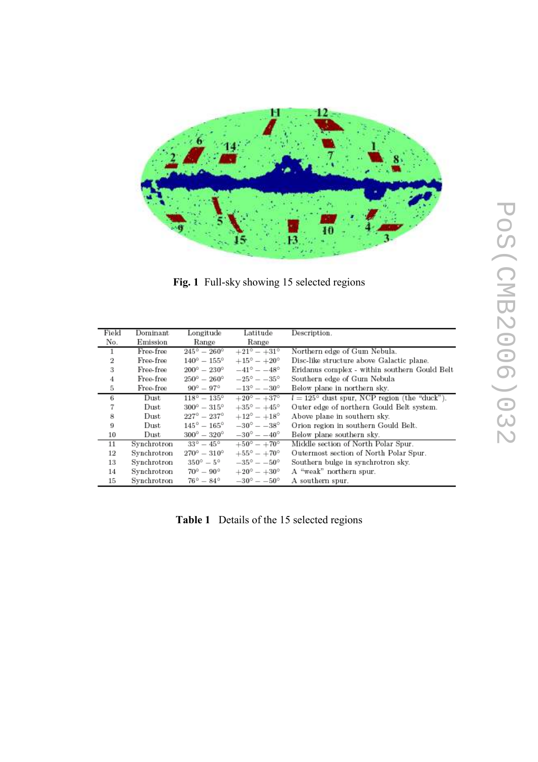**Fig. 1** Full-sky showing 15 selected regions

| Field No. | Dominant Emission | Longitude Range | Latitude Range | Description. |
|---|---|---|---|---|
| 1 | Free-free | $245° - 260°$ | $+21° - +31°$ | Northern edge of Gum Nebula. |
| 2 | Free-free | $140° - 155°$ | $+15° - +20°$ | Disc-like structure above Galactic plane. |
| 3 | Free-free | $200° - 230°$ | $-41° - -48°$ | Eridanus complex - within southern Gould Belt |
| 4 | Free-free | $250° - 260°$ | $-25° - -35°$ | Southern edge of Gum Nebula |
| 5 | Free-free | $90° - 97°$ | $-13° - -30°$ | Below plane in northern sky. |
| 6 | Dust | $118° - 135°$ | $+20° - +37°$ | $l = 125°$ dust spur, NCP region (the "duck"). |
| 7 | Dust | $300° - 315°$ | $+35° - +45°$ | Outer edge of northern Gould Belt system. |
| 8 | Dust | $227° - 237°$ | $+12° - +18°$ | Above plane in southern sky. |
| 9 | Dust | $145° - 165°$ | $-30° - -38°$ | Orion region in southern Gould Belt. |
| 10 | Dust | $300° - 320°$ | $-30° - -40°$ | Below plane southern sky. |
| 11 | Synchrotron | $33° - 45°$ | $+50° - +70°$ | Middle section of North Polar Spur. |
| 12 | Synchrotron | $270° - 310°$ | $+55° - +70°$ | Outermost section of North Polar Spur. |
| 13 | Synchrotron | $350° - 5°$ | $-35° - -50°$ | Southern bulge in synchrotron sky. |
| 14 | Synchrotron | $70° - 90°$ | $+20° - +30°$ | A "weak" northern spur. |
| 15 | Synchrotron | $76° - 84°$ | $-30° - -50°$ | A southern spur. |

**Table 1** Details of the 15 selected regions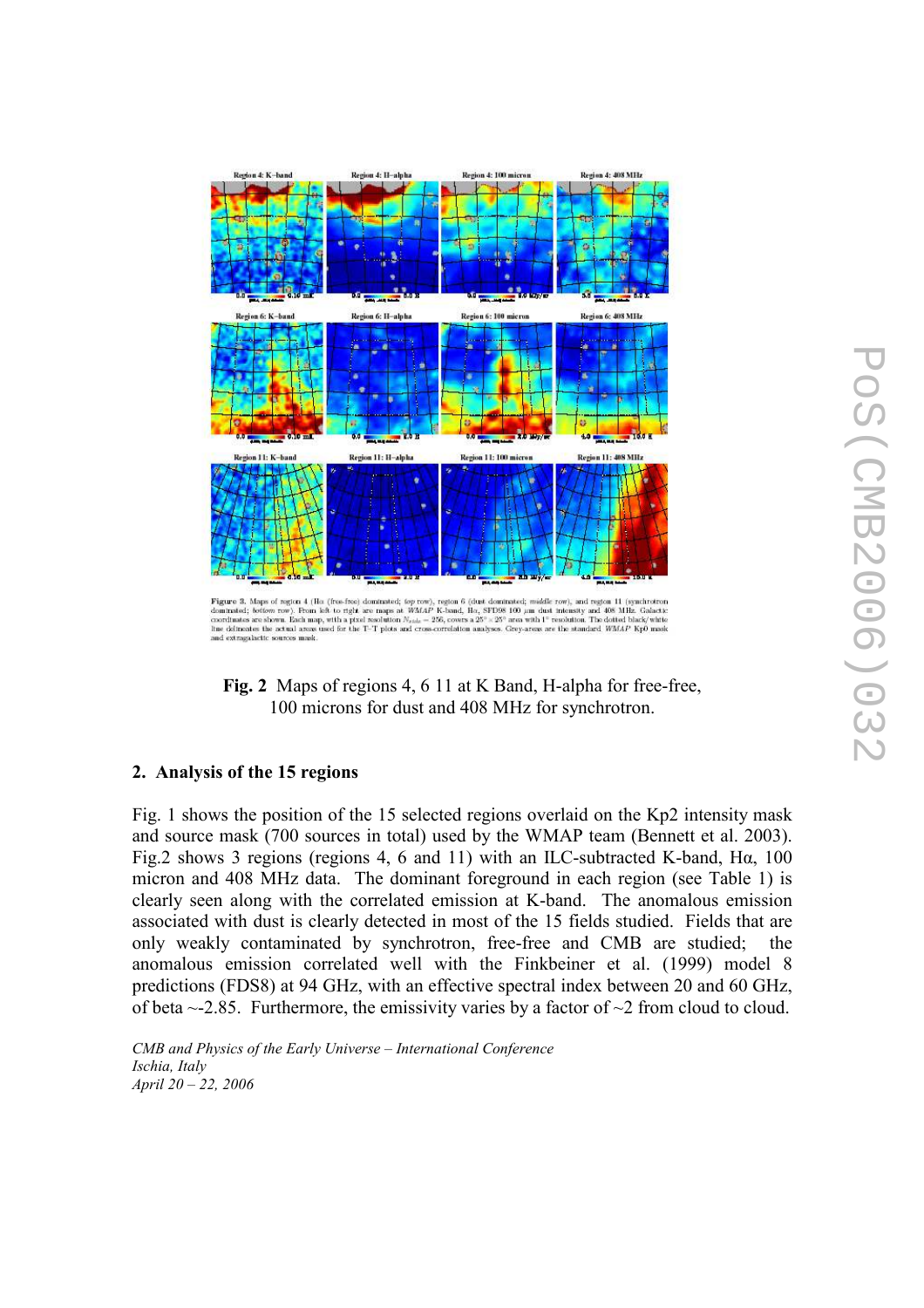**Fig. 2** Maps of regions 4, 6 11 at K Band, H-alpha for free-free, 100 microns for dust and 408 MHz for synchrotron.

## 2. Analysis of the 15 regions

Fig. 1 shows the position of the 15 selected regions overlaid on the Kp2 intensity mask and source mask (700 sources in total) used by the WMAP team (Bennett et al. 2003). Fig.2 shows 3 regions (regions 4, 6 and 11) with an ILC-subtracted K-band, Hα, 100 micron and 408 MHz data. The dominant foreground in each region (see Table 1) is clearly seen along with the correlated emission at K-band. The anomalous emission associated with dust is clearly detected in most of the 15 fields studied. Fields that are only weakly contaminated by synchrotron, free-free and CMB are studied; the anomalous emission correlated well with the Finkbeiner et al. (1999) model 8 predictions (FDS8) at 94 GHz, with an effective spectral index between 20 and 60 GHz, of beta ~-2.85. Furthermore, the emissivity varies by a factor of ~2 from cloud to cloud.

*CMB and Physics of the Early Universe – International Conference*
*Ischia, Italy*
*April 20 – 22, 2006*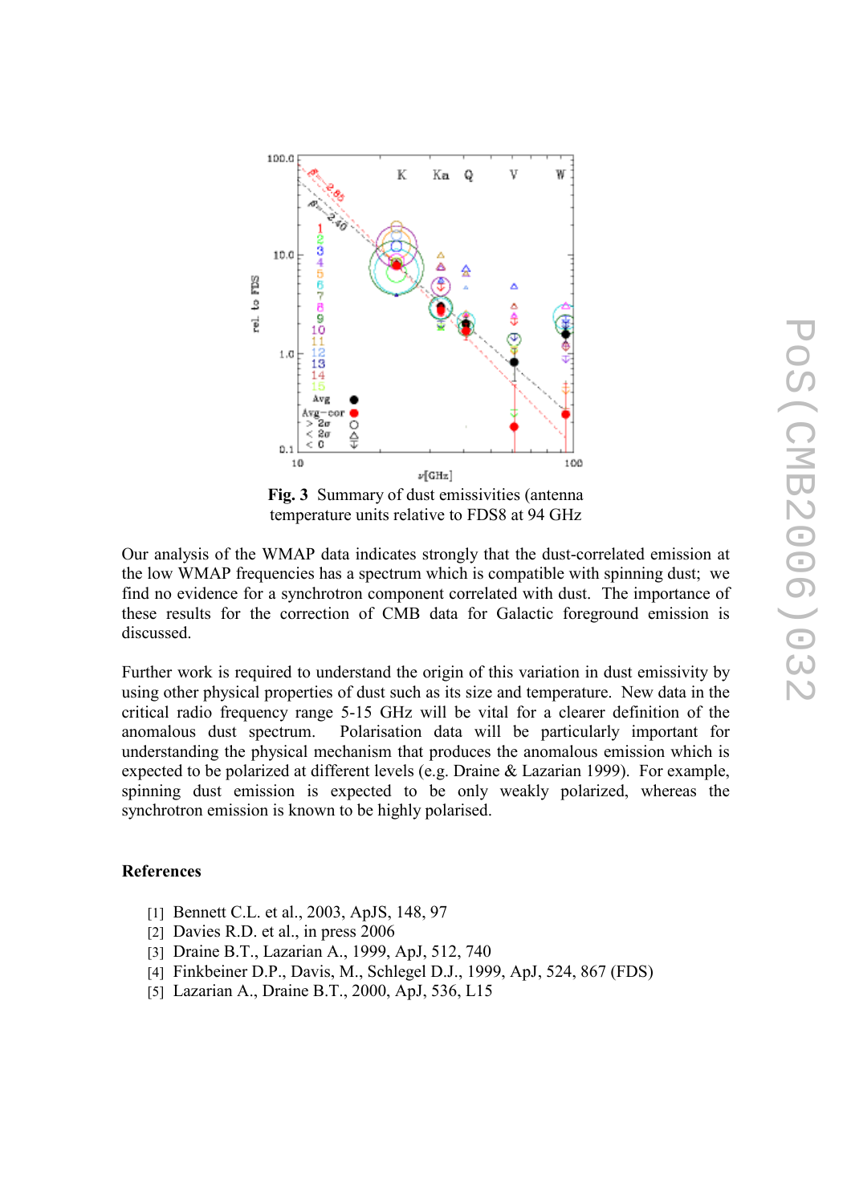100.0

10.0

1.0

0.1

10

100

rel. to FDS

$\nu$[GHz]

K Ka Q V W

$\beta$=-2.85

$\beta$=-2.40

1 2 3 4 5 6 7 8 9 10 11 12 13 14 15

Avg

Avg−cor

> 2σ

< 2σ

< 0

**Fig. 3** Summary of dust emissivities (antenna temperature units relative to FDS8 at 94 GHz

Our analysis of the WMAP data indicates strongly that the dust-correlated emission at the low WMAP frequencies has a spectrum which is compatible with spinning dust; we find no evidence for a synchrotron component correlated with dust. The importance of these results for the correction of CMB data for Galactic foreground emission is discussed.

Further work is required to understand the origin of this variation in dust emissivity by using other physical properties of dust such as its size and temperature. New data in the critical radio frequency range 5-15 GHz will be vital for a clearer definition of the anomalous dust spectrum. Polarisation data will be particularly important for understanding the physical mechanism that produces the anomalous emission which is expected to be polarized at different levels (e.g. Draine & Lazarian 1999). For example, spinning dust emission is expected to be only weakly polarized, whereas the synchrotron emission is known to be highly polarised.

## References

[1] Bennett C.L. et al., 2003, ApJS, 148, 97
[2] Davies R.D. et al., in press 2006
[3] Draine B.T., Lazarian A., 1999, ApJ, 512, 740
[4] Finkbeiner D.P., Davis, M., Schlegel D.J., 1999, ApJ, 524, 867 (FDS)
[5] Lazarian A., Draine B.T., 2000, ApJ, 536, L15